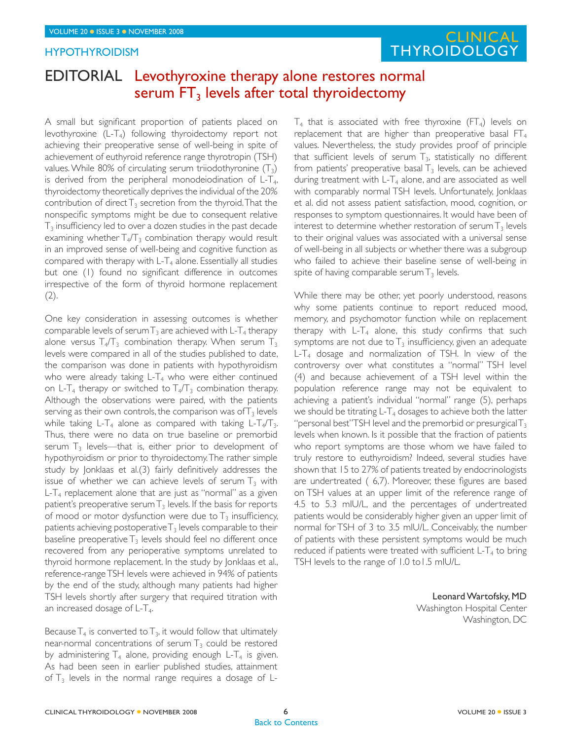HYPOTHYROIDISM

# EDITORIAL Levothyroxine therapy alone restores normal serum $FT_3$ levels after total thyroidectomy

A small but significant proportion of patients placed on levothyroxine (L-$T_4$) following thyroidectomy report not achieving their preoperative sense of well-being in spite of achievement of euthyroid reference range thyrotropin (TSH) values. While 80% of circulating serum triiodothyronine ($T_3$) is derived from the peripheral monodeiodination of L-$T_4$, thyroidectomy theoretically deprives the individual of the 20% contribution of direct $T_3$ secretion from the thyroid. That the nonspecific symptoms might be due to consequent relative $T_3$ insufficiency led to over a dozen studies in the past decade examining whether $T_4$/$T_3$ combination therapy would result in an improved sense of well-being and cognitive function as compared with therapy with L-$T_4$ alone. Essentially all studies but one (1) found no significant difference in outcomes irrespective of the form of thyroid hormone replacement (2).

One key consideration in assessing outcomes is whether comparable levels of serum $T_3$ are achieved with L-$T_4$ therapy alone versus $T_4$/$T_3$ combination therapy. When serum $T_3$ levels were compared in all of the studies published to date, the comparison was done in patients with hypothyroidism who were already taking L-$T_4$ who were either continued on L-$T_4$ therapy or switched to $T_4$/$T_3$ combination therapy. Although the observations were paired, with the patients serving as their own controls, the comparison was of $T_3$ levels while taking L-$T_4$ alone as compared with taking L-$T_4$/$T_3$. Thus, there were no data on true baseline or premorbid serum $T_3$ levels—that is, either prior to development of hypothyroidism or prior to thyroidectomy. The rather simple study by Jonklaas et al.(3) fairly definitively addresses the issue of whether we can achieve levels of serum $T_3$ with L-$T_4$ replacement alone that are just as "normal" as a given patient's preoperative serum $T_3$ levels. If the basis for reports of mood or motor dysfunction were due to $T_3$ insufficiency, patients achieving postoperative $T_3$ levels comparable to their baseline preoperative $T_3$ levels should feel no different once recovered from any perioperative symptoms unrelated to thyroid hormone replacement. In the study by Jonklaas et al., reference-range TSH levels were achieved in 94% of patients by the end of the study, although many patients had higher TSH levels shortly after surgery that required titration with an increased dosage of L-$T_4$.

Because $T_4$ is converted to $T_3$, it would follow that ultimately near-normal concentrations of serum $T_3$ could be restored by administering $T_4$ alone, providing enough L-$T_4$ is given. As had been seen in earlier published studies, attainment of $T_3$ levels in the normal range requires a dosage of L-$T_4$ that is associated with free thyroxine ($FT_4$) levels on replacement that are higher than preoperative basal $FT_4$ values. Nevertheless, the study provides proof of principle that sufficient levels of serum $T_3$, statistically no different from patients' preoperative basal $T_3$ levels, can be achieved during treatment with L-$T_4$ alone, and are associated as well with comparably normal TSH levels. Unfortunately, Jonklaas et al. did not assess patient satisfaction, mood, cognition, or responses to symptom questionnaires. It would have been of interest to determine whether restoration of serum $T_3$ levels to their original values was associated with a universal sense of well-being in all subjects or whether there was a subgroup who failed to achieve their baseline sense of well-being in spite of having comparable serum $T_3$ levels.

While there may be other, yet poorly understood, reasons why some patients continue to report reduced mood, memory, and psychomotor function while on replacement therapy with L-$T_4$ alone, this study confirms that such symptoms are not due to $T_3$ insufficiency, given an adequate L-$T_4$ dosage and normalization of TSH. In view of the controversy over what constitutes a "normal" TSH level (4) and because achievement of a TSH level within the population reference range may not be equivalent to achieving a patient's individual "normal" range (5), perhaps we should be titrating L-$T_4$ dosages to achieve both the latter "personal best" TSH level and the premorbid or presurgical $T_3$ levels when known. Is it possible that the fraction of patients who report symptoms are those whom we have failed to truly restore to euthyroidism? Indeed, several studies have shown that 15 to 27% of patients treated by endocrinologists are undertreated ( 6,7). Moreover, these figures are based on TSH values at an upper limit of the reference range of 4.5 to 5.3 mIU/L, and the percentages of undertreated patients would be considerably higher given an upper limit of normal for TSH of 3 to 3.5 mIU/L. Conceivably, the number of patients with these persistent symptoms would be much reduced if patients were treated with sufficient L-$T_4$ to bring TSH levels to the range of 1.0 to1.5 mIU/L.

**Leonard Wartofsky, MD**
Washington Hospital Center
Washington, DC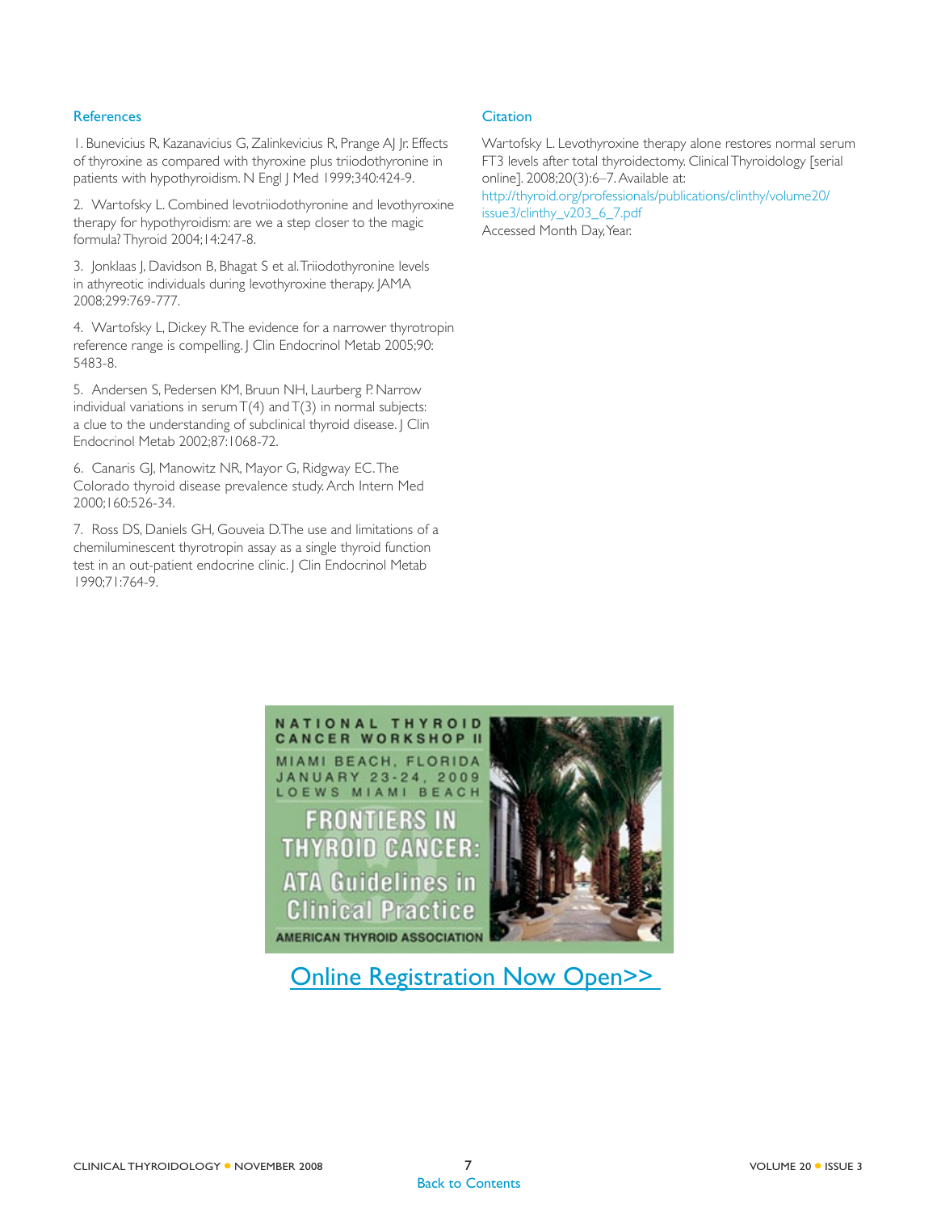## References

1. Bunevicius R, Kazanavicius G, Zalinkevicius R, Prange AJ Jr. Effects of thyroxine as compared with thyroxine plus triiodothyronine in patients with hypothyroidism. N Engl J Med 1999;340:424-9.

2. Wartofsky L. Combined levotriiodothyronine and levothyroxine therapy for hypothyroidism: are we a step closer to the magic formula? Thyroid 2004;14:247-8.

3. Jonklaas J, Davidson B, Bhagat S et al. Triiodothyronine levels in athyreotic individuals during levothyroxine therapy. JAMA 2008;299:769-777.

4. Wartofsky L, Dickey R. The evidence for a narrower thyrotropin reference range is compelling. J Clin Endocrinol Metab 2005;90: 5483-8.

5. Andersen S, Pedersen KM, Bruun NH, Laurberg P. Narrow individual variations in serum T(4) and T(3) in normal subjects: a clue to the understanding of subclinical thyroid disease. J Clin Endocrinol Metab 2002;87:1068-72.

6. Canaris GJ, Manowitz NR, Mayor G, Ridgway EC. The Colorado thyroid disease prevalence study. Arch Intern Med 2000;160:526-34.

7. Ross DS, Daniels GH, Gouveia D. The use and limitations of a chemiluminescent thyrotropin assay as a single thyroid function test in an out-patient endocrine clinic. J Clin Endocrinol Metab 1990;71:764-9.

## Citation

Wartofsky L. Levothyroxine therapy alone restores normal serum FT3 levels after total thyroidectomy. Clinical Thyroidology [serial online]. 2008;20(3):6–7. Available at: http://thyroid.org/professionals/publications/clinthy/volume20/issue3/clinthy_v203_6_7.pdf
Accessed Month Day, Year.

NATIONAL THYROID CANCER WORKSHOP II
MIAMI BEACH, FLORIDA
JANUARY 23-24, 2009
LOEWS MIAMI BEACH

FRONTIERS IN THYROID CANCER: ATA Guidelines in Clinical Practice

AMERICAN THYROID ASSOCIATION

Online Registration Now Open>>

Back to Contents